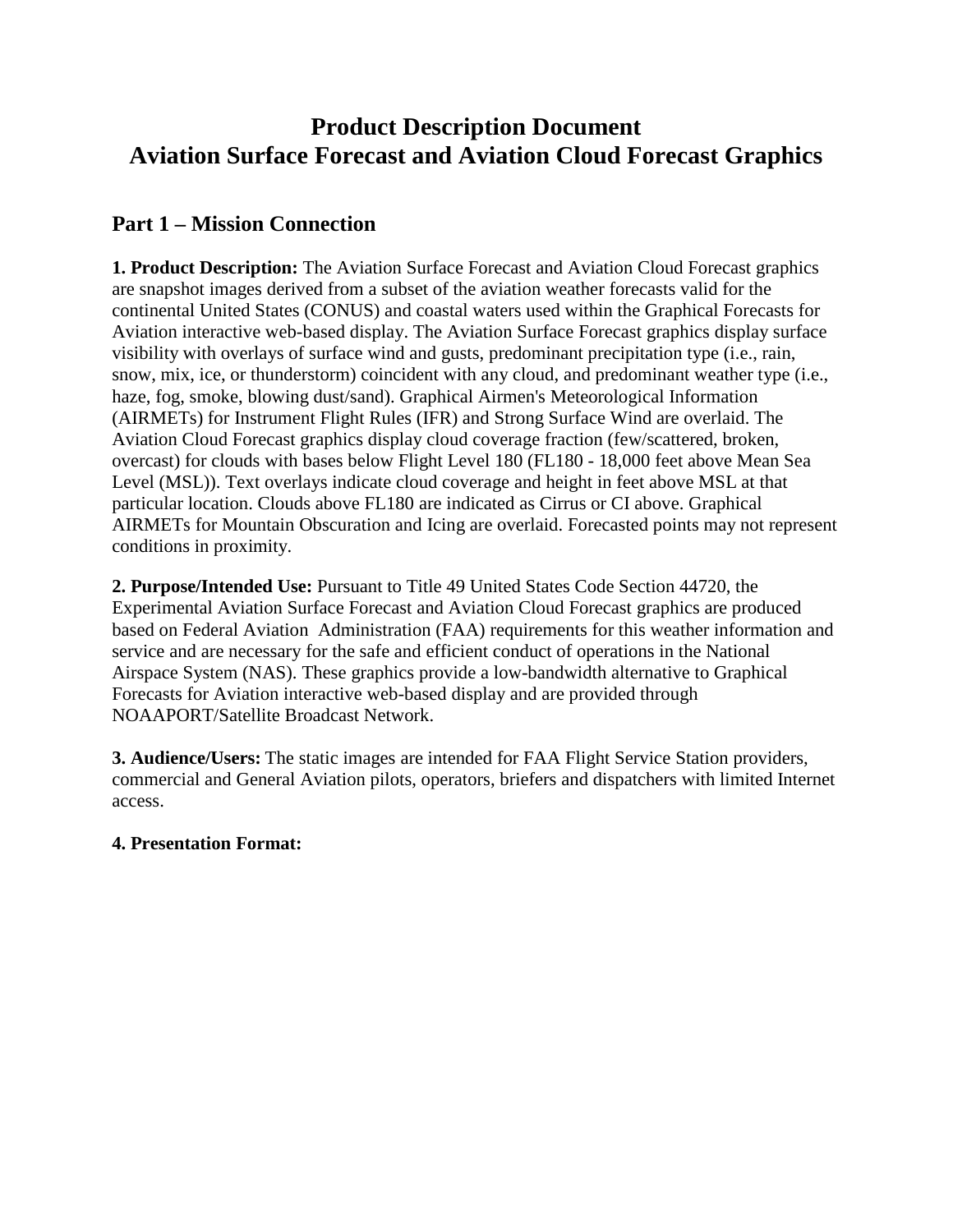# Product Description Document
# Aviation Surface Forecast and Aviation Cloud Forecast Graphics

## Part 1 – Mission Connection

**1. Product Description:** The Aviation Surface Forecast and Aviation Cloud Forecast graphics are snapshot images derived from a subset of the aviation weather forecasts valid for the continental United States (CONUS) and coastal waters used within the Graphical Forecasts for Aviation interactive web-based display. The Aviation Surface Forecast graphics display surface visibility with overlays of surface wind and gusts, predominant precipitation type (i.e., rain, snow, mix, ice, or thunderstorm) coincident with any cloud, and predominant weather type (i.e., haze, fog, smoke, blowing dust/sand). Graphical Airmen's Meteorological Information (AIRMETs) for Instrument Flight Rules (IFR) and Strong Surface Wind are overlaid. The Aviation Cloud Forecast graphics display cloud coverage fraction (few/scattered, broken, overcast) for clouds with bases below Flight Level 180 (FL180 - 18,000 feet above Mean Sea Level (MSL)). Text overlays indicate cloud coverage and height in feet above MSL at that particular location. Clouds above FL180 are indicated as Cirrus or CI above. Graphical AIRMETs for Mountain Obscuration and Icing are overlaid. Forecasted points may not represent conditions in proximity.

**2. Purpose/Intended Use:** Pursuant to Title 49 United States Code Section 44720, the Experimental Aviation Surface Forecast and Aviation Cloud Forecast graphics are produced based on Federal Aviation Administration (FAA) requirements for this weather information and service and are necessary for the safe and efficient conduct of operations in the National Airspace System (NAS). These graphics provide a low-bandwidth alternative to Graphical Forecasts for Aviation interactive web-based display and are provided through NOAAPORT/Satellite Broadcast Network.

**3. Audience/Users:** The static images are intended for FAA Flight Service Station providers, commercial and General Aviation pilots, operators, briefers and dispatchers with limited Internet access.

**4. Presentation Format:**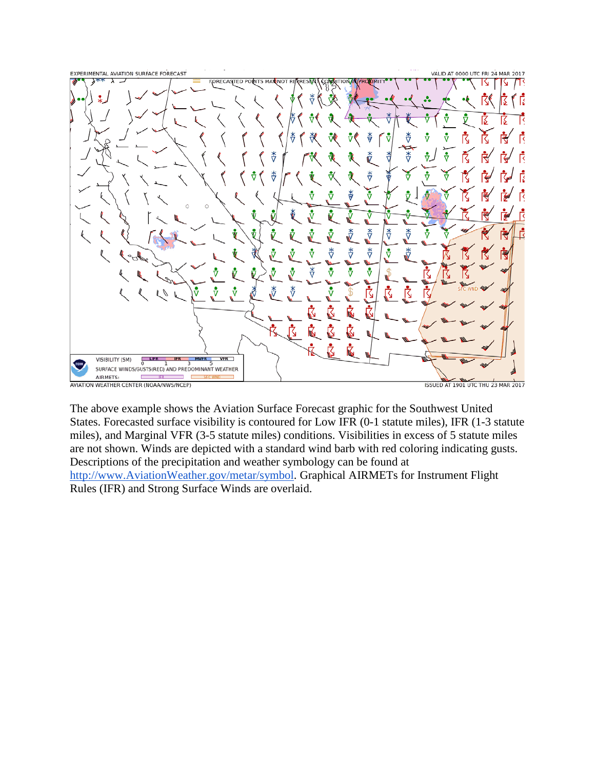The above example shows the Aviation Surface Forecast graphic for the Southwest United States. Forecasted surface visibility is contoured for Low IFR (0-1 statute miles), IFR (1-3 statute miles), and Marginal VFR (3-5 statute miles) conditions. Visibilities in excess of 5 statute miles are not shown. Winds are depicted with a standard wind barb with red coloring indicating gusts. Descriptions of the precipitation and weather symbology can be found at [http://www.AviationWeather.gov/metar/symbol](http://www.AviationWeather.gov/metar/symbol). Graphical AIRMETs for Instrument Flight Rules (IFR) and Strong Surface Winds are overlaid.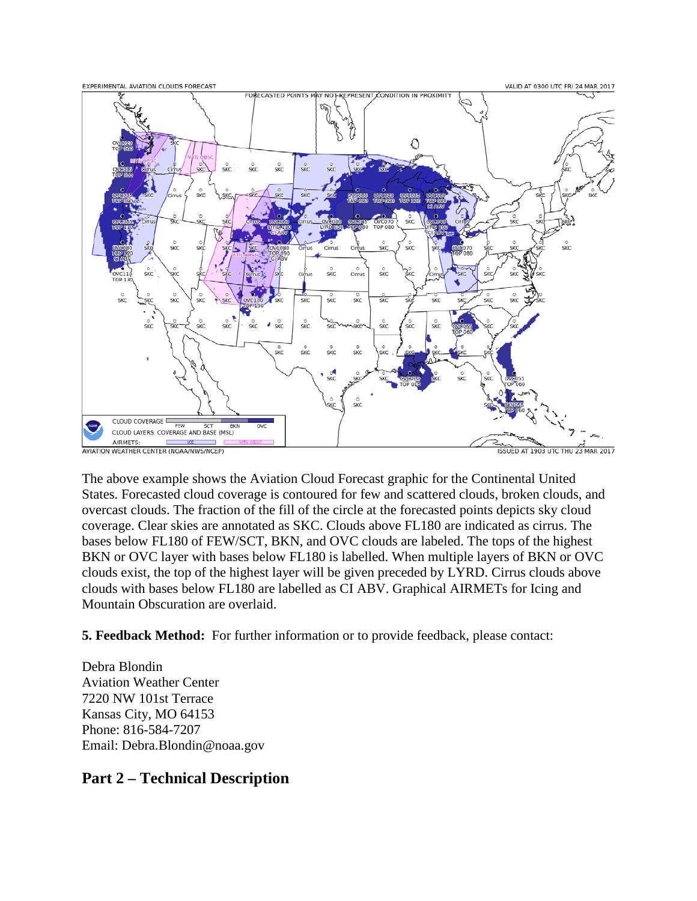The above example shows the Aviation Cloud Forecast graphic for the Continental United States. Forecasted cloud coverage is contoured for few and scattered clouds, broken clouds, and overcast clouds. The fraction of the fill of the circle at the forecasted points depicts sky cloud coverage. Clear skies are annotated as SKC. Clouds above FL180 are indicated as cirrus. The bases below FL180 of FEW/SCT, BKN, and OVC clouds are labeled. The tops of the highest BKN or OVC layer with bases below FL180 is labelled. When multiple layers of BKN or OVC clouds exist, the top of the highest layer will be given preceded by LYRD. Cirrus clouds above clouds with bases below FL180 are labelled as CI ABV. Graphical AIRMETs for Icing and Mountain Obscuration are overlaid.

**5. Feedback Method:** For further information or to provide feedback, please contact:

Debra Blondin
Aviation Weather Center
7220 NW 101st Terrace
Kansas City, MO 64153
Phone: 816-584-7207
Email: Debra.Blondin@noaa.gov

## Part 2 – Technical Description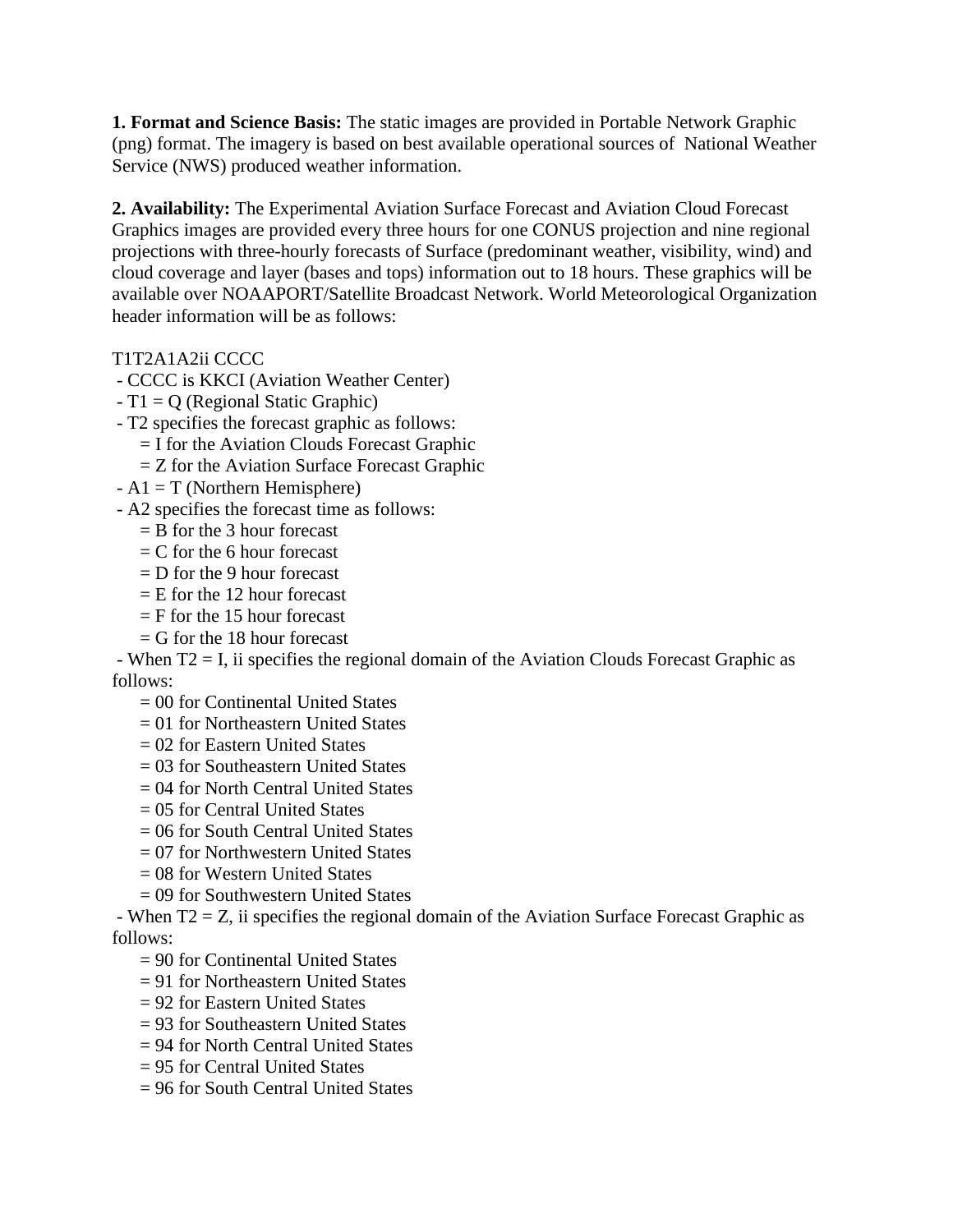**1. Format and Science Basis:** The static images are provided in Portable Network Graphic (png) format. The imagery is based on best available operational sources of National Weather Service (NWS) produced weather information.

**2. Availability:** The Experimental Aviation Surface Forecast and Aviation Cloud Forecast Graphics images are provided every three hours for one CONUS projection and nine regional projections with three-hourly forecasts of Surface (predominant weather, visibility, wind) and cloud coverage and layer (bases and tops) information out to 18 hours. These graphics will be available over NOAAPORT/Satellite Broadcast Network. World Meteorological Organization header information will be as follows:

T1T2A1A2ii CCCC

- CCCC is KKCI (Aviation Weather Center)
- T1 = Q (Regional Static Graphic)
- T2 specifies the forecast graphic as follows:
  - = I for the Aviation Clouds Forecast Graphic
  - = Z for the Aviation Surface Forecast Graphic
- A1 = T (Northern Hemisphere)
- A2 specifies the forecast time as follows:
  - = B for the 3 hour forecast
  - = C for the 6 hour forecast
  - = D for the 9 hour forecast
  - = E for the 12 hour forecast
  - = F for the 15 hour forecast
  - = G for the 18 hour forecast
- When T2 = I, ii specifies the regional domain of the Aviation Clouds Forecast Graphic as follows:
  - = 00 for Continental United States
  - = 01 for Northeastern United States
  - = 02 for Eastern United States
  - = 03 for Southeastern United States
  - = 04 for North Central United States
  - = 05 for Central United States
  - = 06 for South Central United States
  - = 07 for Northwestern United States
  - = 08 for Western United States
  - = 09 for Southwestern United States
- When T2 = Z, ii specifies the regional domain of the Aviation Surface Forecast Graphic as follows:
  - = 90 for Continental United States
  - = 91 for Northeastern United States
  - = 92 for Eastern United States
  - = 93 for Southeastern United States
  - = 94 for North Central United States
  - = 95 for Central United States
  - = 96 for South Central United States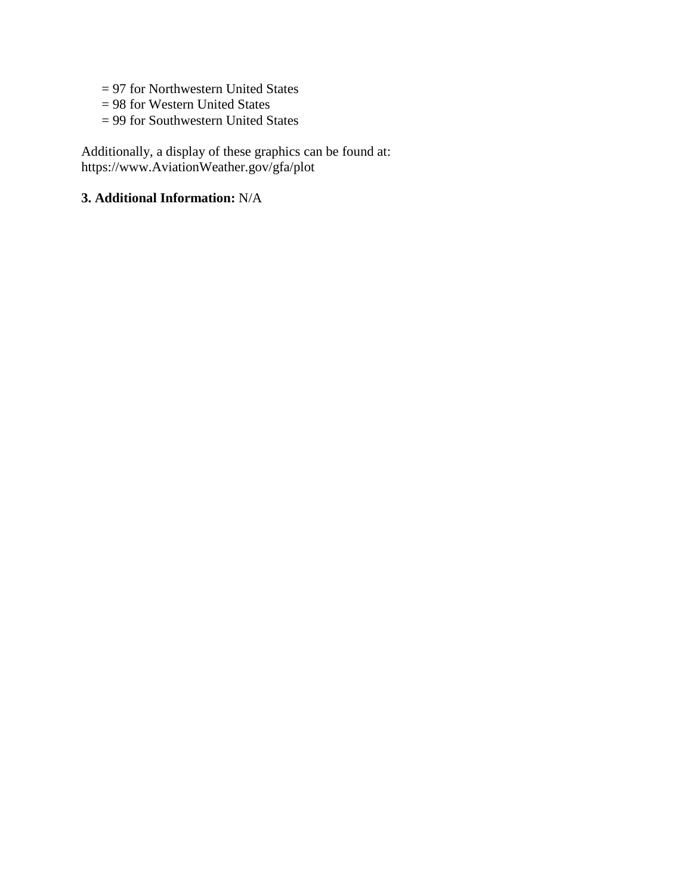= 97 for Northwestern United States
= 98 for Western United States
= 99 for Southwestern United States

Additionally, a display of these graphics can be found at:
https://www.AviationWeather.gov/gfa/plot

**3. Additional Information:** N/A